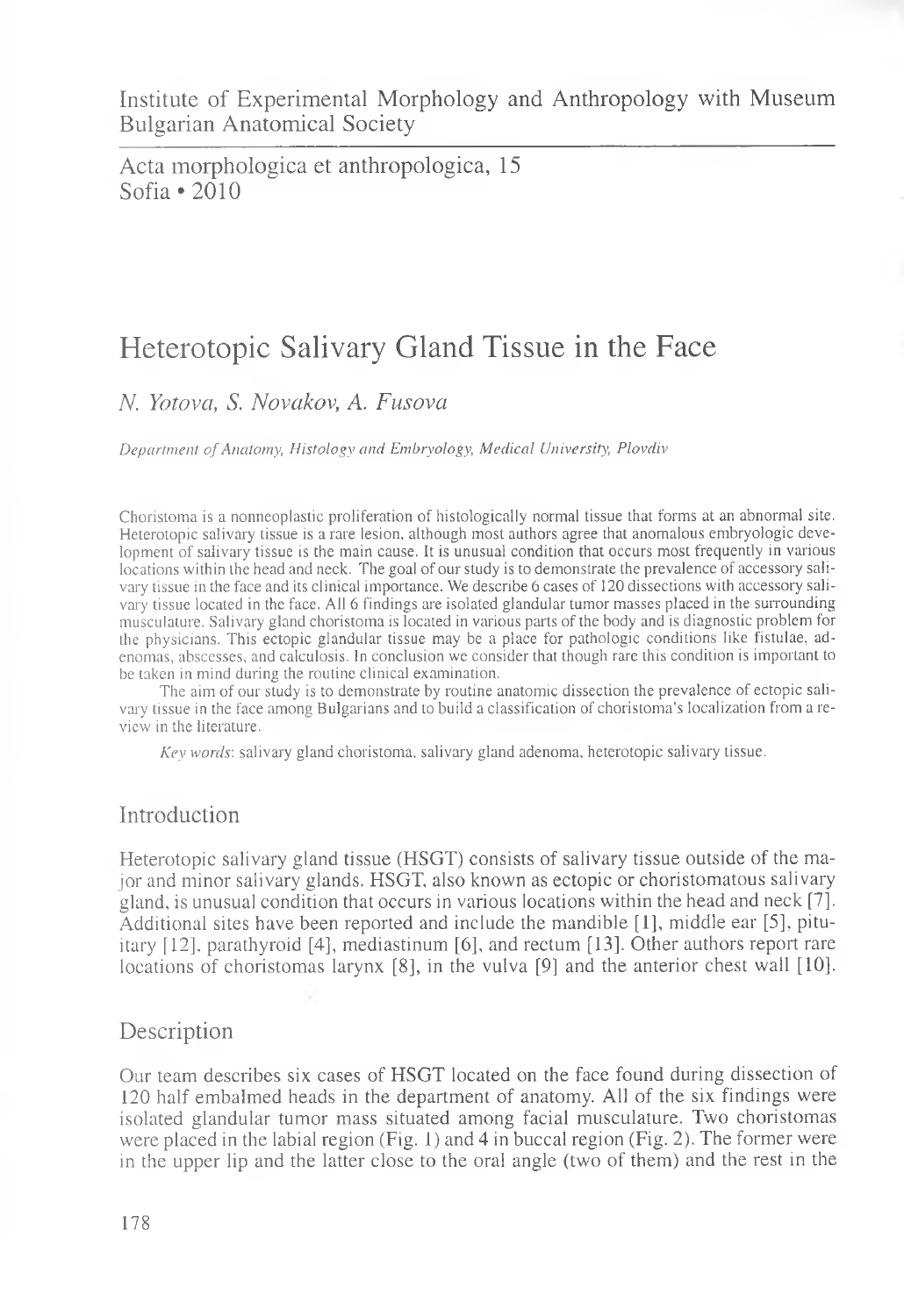Institute of Experimental Morphology and Anthropology with Museum
Bulgarian Anatomical Society

Acta morphologica et anthropologica, 15
Sofia • 2010

# Heterotopic Salivary Gland Tissue in the Face

*N. Yotova, S. Novakov, A. Fusova*

*Department of Anatomy, Histology and Embryology, Medical University, Plovdiv*

Choristoma is a nonneoplastic proliferation of histologically normal tissue that forms at an abnormal site. Heterotopic salivary tissue is a rare lesion, although most authors agree that anomalous embryologic development of salivary tissue is the main cause. It is unusual condition that occurs most frequently in various locations within the head and neck. The goal of our study is to demonstrate the prevalence of accessory salivary tissue in the face and its clinical importance. We describe 6 cases of 120 dissections with accessory salivary tissue located in the face. All 6 findings are isolated glandular tumor masses placed in the surrounding musculature. Salivary gland choristoma is located in various parts of the body and is diagnostic problem for the physicians. This ectopic glandular tissue may be a place for pathologic conditions like fistulae, adenomas, abscesses, and calculosis. In conclusion we consider that though rare this condition is important to be taken in mind during the routine clinical examination.

The aim of our study is to demonstrate by routine anatomic dissection the prevalence of ectopic salivary tissue in the face among Bulgarians and to build a classification of choristoma's localization from a review in the literature.

*Key words*: salivary gland choristoma, salivary gland adenoma, heterotopic salivary tissue.

## Introduction

Heterotopic salivary gland tissue (HSGT) consists of salivary tissue outside of the major and minor salivary glands. HSGT, also known as ectopic or choristomatous salivary gland, is unusual condition that occurs in various locations within the head and neck [7]. Additional sites have been reported and include the mandible [1], middle ear [5], pituitary [12], parathyroid [4], mediastinum [6], and rectum [13]. Other authors report rare locations of choristomas larynx [8], in the vulva [9] and the anterior chest wall [10].

## Description

Our team describes six cases of HSGT located on the face found during dissection of 120 half embalmed heads in the department of anatomy. All of the six findings were isolated glandular tumor mass situated among facial musculature. Two choristomas were placed in the labial region (Fig. 1) and 4 in buccal region (Fig. 2). The former were in the upper lip and the latter close to the oral angle (two of them) and the rest in the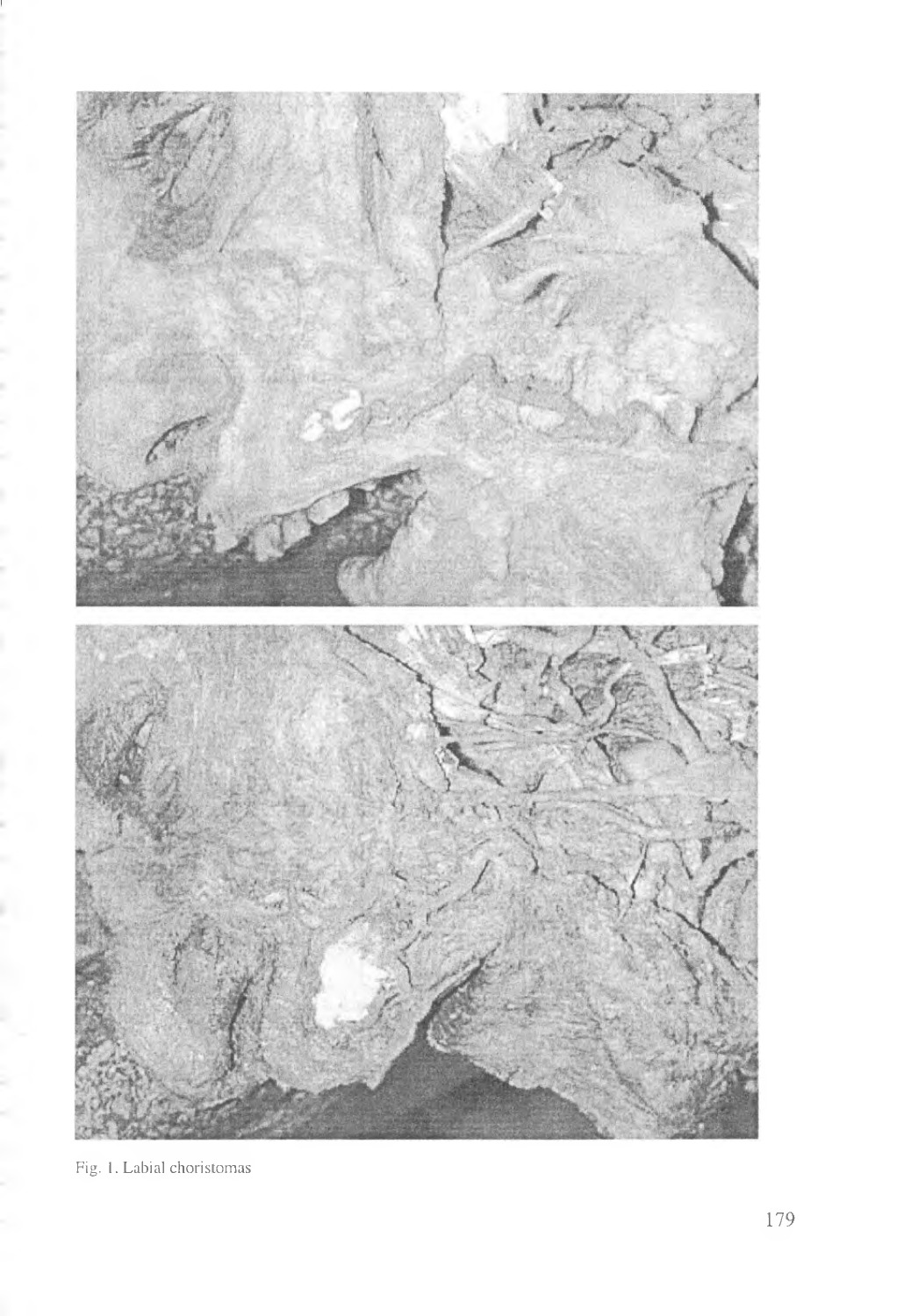Fig. 1. Labial choristomas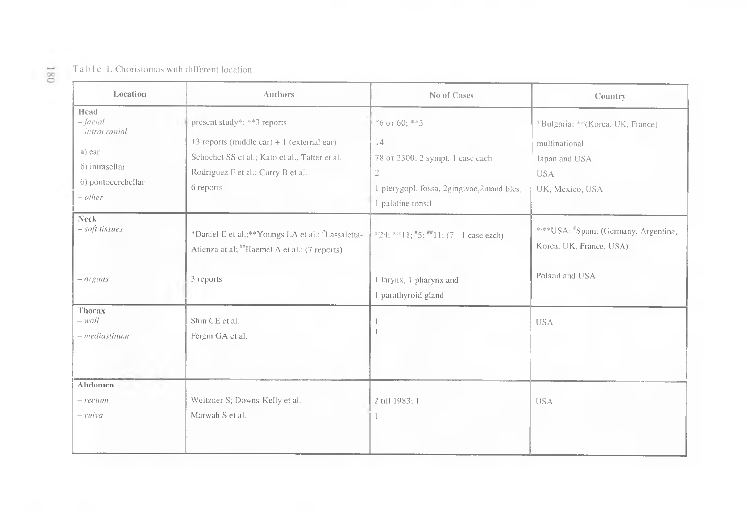Table 1. Choristomas with different location

| Location | Authors | No of Cases | Country |
| --- | --- | --- | --- |
| **Head** | | | |
| – *facial* | present study*; **3 reports | *6 от 60; **3 | *Bulgaria; **(Korea, UK, France) |
| – *intracranial* | | | |
| a) ear | 13 reports (middle ear) + 1 (external ear) | 14 | multinational |
| б) intrasellar | Schochet SS et al.; Kato et al., Tatter et al. | 78 от 2300; 2 sympt. 1 case each | Japan and USA |
| б) pontocerebellar | Rodriguez F et al.; Curry B et al. | 2 | USA |
| – *other* | 6 reports | 1 pterygopl. fossa, 2gingivae,2mandibles, 1 palatine tonsil | UK, Mexico, USA |
| **Neck** | | | |
| – *soft tissues* | *Daniel E et al.;**Youngs LA et al.; #Lassaletta-Atienza at al; ##Haemel A et al.; (7 reports) | *24; **11; #5; ##11; (7 - 1 case each) | *,**USA; #Spain; (Germany, Argentina, Korea, UK, France, USA) |
| – *organs* | 3 reports | 1 larynx, 1 pharynx and 1 parathyroid gland | Poland and USA |
| **Thorax** | | | |
| – *wall* | Shin CE et al. | 1 | USA |
| – *mediastinum* | Feigin GA et al. | 1 | |
| **Abdomen** | | | |
| – *rectum* | Weitzner S; Downs-Kelly et al. | 2 till 1983; 1 | USA |
| – *vulva* | Marwah S et al. | 1 | |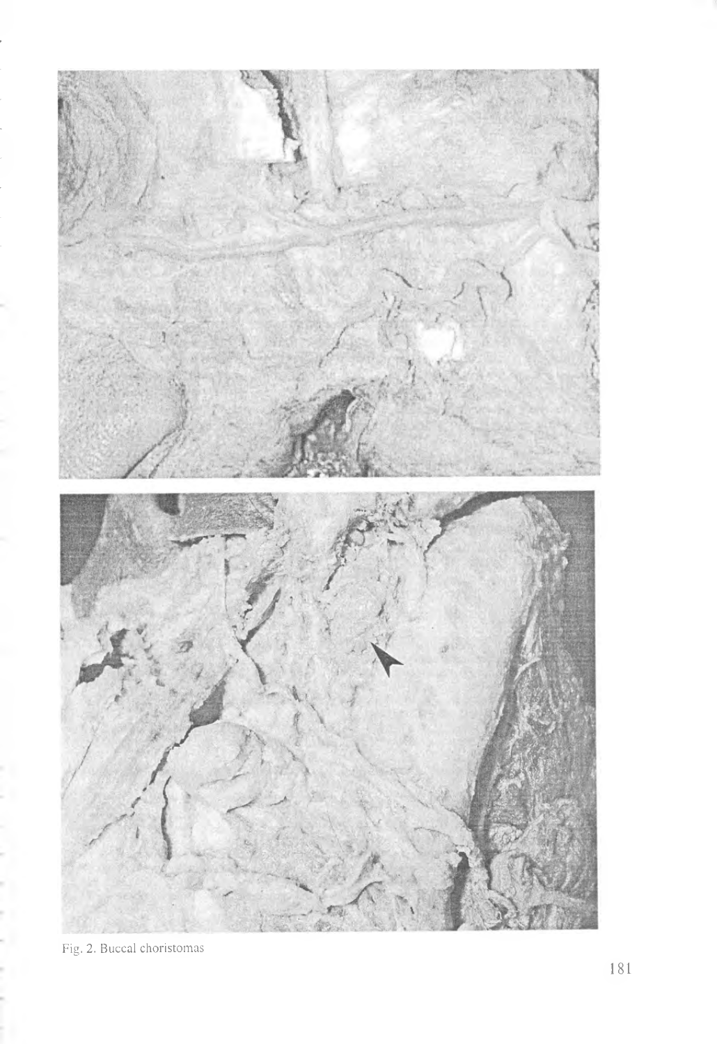Fig. 2. Buccal choristomas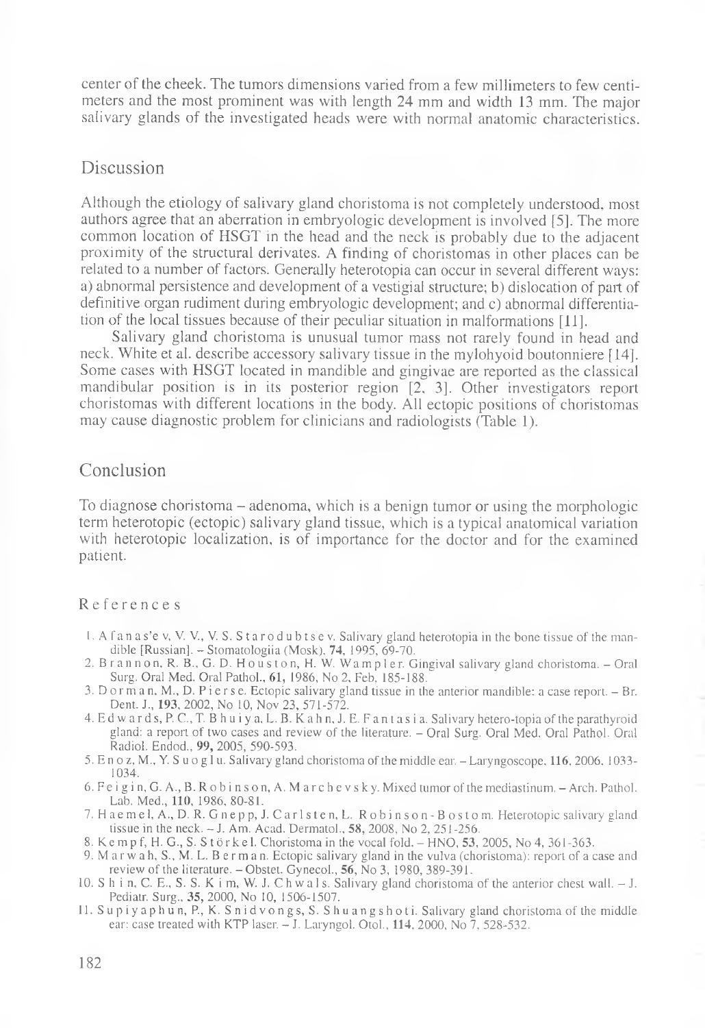center of the cheek. The tumors dimensions varied from a few millimeters to few centimeters and the most prominent was with length 24 mm and width 13 mm. The major salivary glands of the investigated heads were with normal anatomic characteristics.

## Discussion

Although the etiology of salivary gland choristoma is not completely understood, most authors agree that an aberration in embryologic development is involved [5]. The more common location of HSGT in the head and the neck is probably due to the adjacent proximity of the structural derivates. A finding of choristomas in other places can be related to a number of factors. Generally heterotopia can occur in several different ways: a) abnormal persistence and development of a vestigial structure; b) dislocation of part of definitive organ rudiment during embryologic development; and c) abnormal differentiation of the local tissues because of their peculiar situation in malformations [11].

Salivary gland choristoma is unusual tumor mass not rarely found in head and neck. White et al. describe accessory salivary tissue in the mylohyoid boutonniere [14]. Some cases with HSGT located in mandible and gingivae are reported as the classical mandibular position is in its posterior region [2, 3]. Other investigators report choristomas with different locations in the body. All ectopic positions of choristomas may cause diagnostic problem for clinicians and radiologists (Table 1).

## Conclusion

To diagnose choristoma – adenoma, which is a benign tumor or using the morphologic term heterotopic (ectopic) salivary gland tissue, which is a typical anatomical variation with heterotopic localization, is of importance for the doctor and for the examined patient.

## References

1. Afanas'ev, V. V., V. S. Starodubtsev. Salivary gland heterotopia in the bone tissue of the mandible [Russian]. – Stomatologiia (Mosk), **74**, 1995, 69-70.
2. Brannon, R. B., G. D. Houston, H. W. Wampler. Gingival salivary gland choristoma. – Oral Surg. Oral Med. Oral Pathol., **61**, 1986, No 2, Feb, 185-188.
3. Dorman, M., D. Pierse. Ectopic salivary gland tissue in the anterior mandible: a case report. – Br. Dent. J., **193**, 2002, No 10, Nov 23, 571-572.
4. Edwards, P. C., T. Bhuiya, L. B. Kahn, J. E. Fantasia. Salivary hetero-topia of the parathyroid gland: a report of two cases and review of the literature. – Oral Surg. Oral Med. Oral Pathol. Oral Radiol. Endod., **99**, 2005, 590-593.
5. Enoz, M., Y. Suoglu. Salivary gland choristoma of the middle ear. – Laryngoscope, **116**, 2006, 1033-1034.
6. Feigin, G. A., B. Robinson, A. Marchevsky. Mixed tumor of the mediastinum. – Arch. Pathol. Lab. Med., **110**, 1986, 80-81.
7. Haemel, A., D. R. Gnepp, J. Carlsten, L. Robinson-Bostom. Heterotopic salivary gland tissue in the neck. – J. Am. Acad. Dermatol., **58**, 2008, No 2, 251-256.
8. Kempf, H. G., S. Störkel. Choristoma in the vocal fold. – HNO, **53**, 2005, No 4, 361-363.
9. Marwah, S., M. L. Berman. Ectopic salivary gland in the vulva (choristoma): report of a case and review of the literature. – Obstet. Gynecol., **56**, No 3, 1980, 389-391.
10. Shin, C. E., S. S. Kim, W. J. Chwals. Salivary gland choristoma of the anterior chest wall. – J. Pediatr. Surg., **35**, 2000, No 10, 1506-1507.
11. Supiyaphun, P., K. Snidvongs, S. Shuangshoti. Salivary gland choristoma of the middle ear: case treated with KTP laser. – J. Laryngol. Otol., **114**, 2000, No 7, 528-532.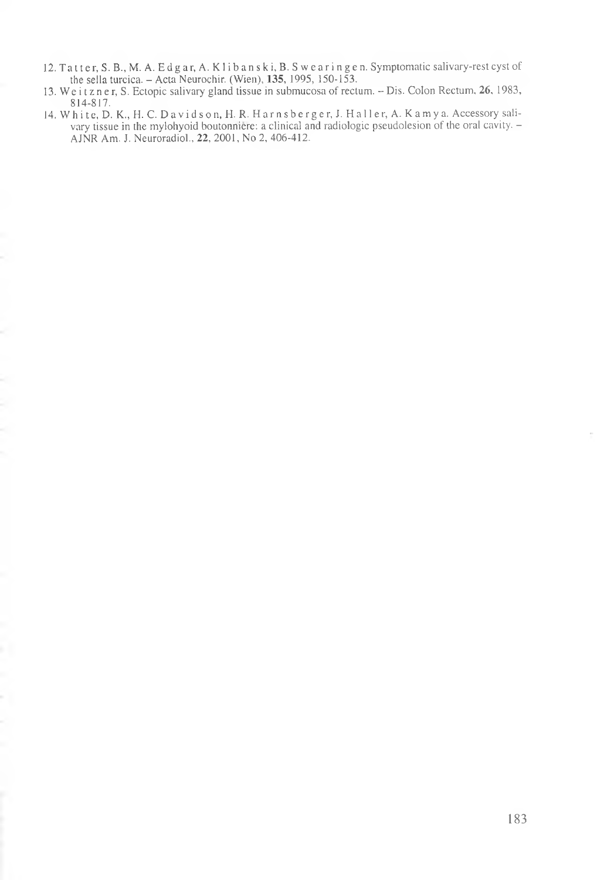12. Tatter, S. B., M. A. Edgar, A. Klibanski, B. Swearingen. Symptomatic salivary-rest cyst of the sella turcica. – Acta Neurochir. (Wien), **135**, 1995, 150-153.
13. Weitzner, S. Ectopic salivary gland tissue in submucosa of rectum. – Dis. Colon Rectum, **26**, 1983, 814-817.
14. White, D. K., H. C. Davidson, H. R. Harnsberger, J. Haller, A. Kamya. Accessory salivary tissue in the mylohyoid boutonnière: a clinical and radiologic pseudolesion of the oral cavity. – AJNR Am. J. Neuroradiol., **22**, 2001, No 2, 406-412.